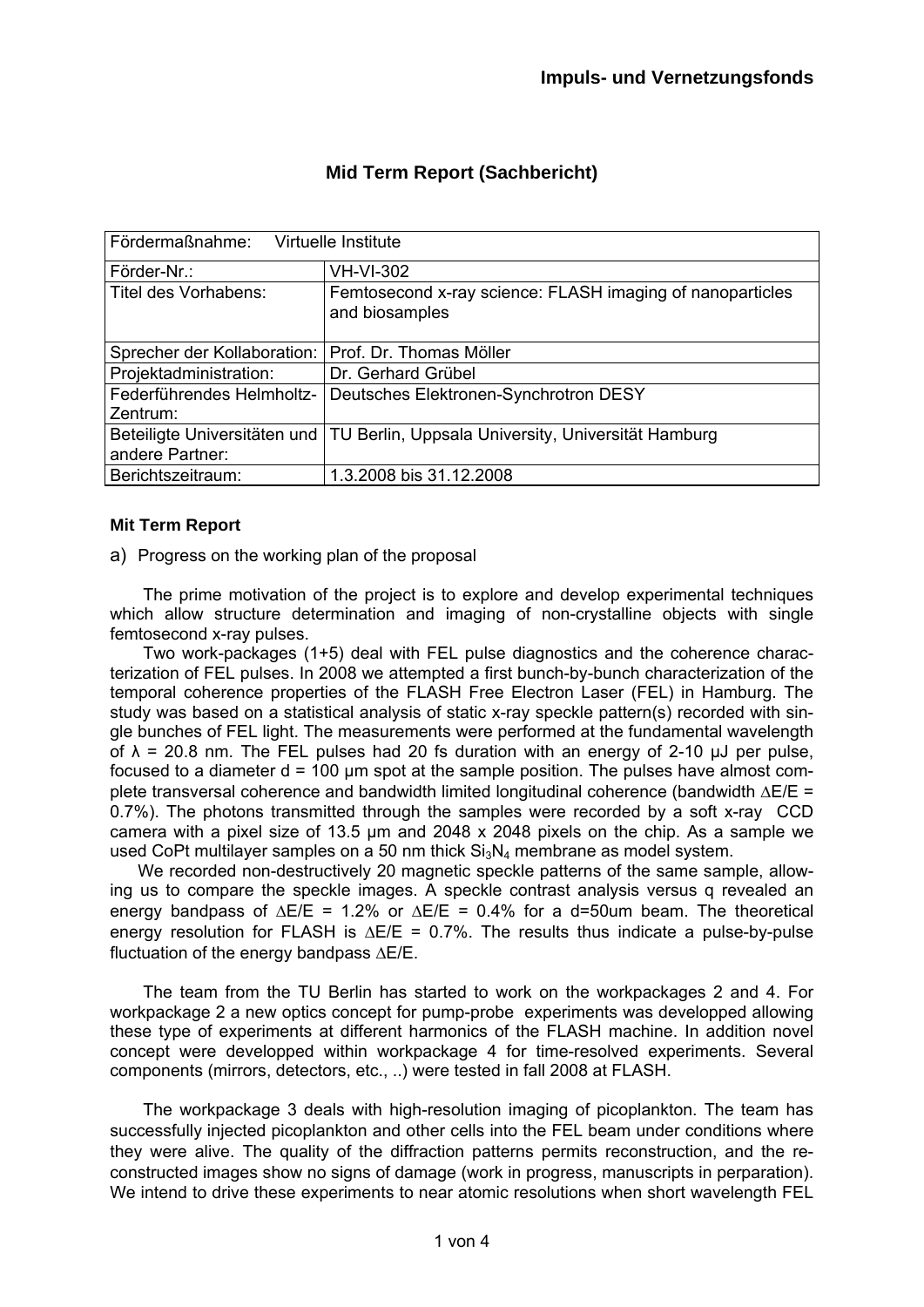**Impuls- und Vernetzungsfonds**

## Mid Term Report (Sachbericht)

| Fördermaßnahme: Virtuelle Institute | |
|---|---|
| Förder-Nr.: | VH-VI-302 |
| Titel des Vorhabens: | Femtosecond x-ray science: FLASH imaging of nanoparticles and biosamples |
| Sprecher der Kollaboration: | Prof. Dr. Thomas Möller |
| Projektadministration: | Dr. Gerhard Grübel |
| Federführendes Helmholtz-Zentrum: | Deutsches Elektronen-Synchrotron DESY |
| Beteiligte Universitäten und andere Partner: | TU Berlin, Uppsala University, Universität Hamburg |
| Berichtszeitraum: | 1.3.2008 bis 31.12.2008 |

**Mit Term Report**

a) Progress on the working plan of the proposal

The prime motivation of the project is to explore and develop experimental techniques which allow structure determination and imaging of non-crystalline objects with single femtosecond x-ray pulses.

Two work-packages (1+5) deal with FEL pulse diagnostics and the coherence characterization of FEL pulses. In 2008 we attempted a first bunch-by-bunch characterization of the temporal coherence properties of the FLASH Free Electron Laser (FEL) in Hamburg. The study was based on a statistical analysis of static x-ray speckle pattern(s) recorded with single bunches of FEL light. The measurements were performed at the fundamental wavelength of $\lambda$ = 20.8 nm. The FEL pulses had 20 fs duration with an energy of 2-10 µJ per pulse, focused to a diameter d = 100 µm spot at the sample position. The pulses have almost complete transversal coherence and bandwidth limited longitudinal coherence (bandwidth $\Delta E/E$ = 0.7%). The photons transmitted through the samples were recorded by a soft x-ray CCD camera with a pixel size of 13.5 µm and 2048 x 2048 pixels on the chip. As a sample we used CoPt multilayer samples on a 50 nm thick $Si_3N_4$ membrane as model system.

We recorded non-destructively 20 magnetic speckle patterns of the same sample, allowing us to compare the speckle images. A speckle contrast analysis versus q revealed an energy bandpass of $\Delta E/E$ = 1.2% or $\Delta E/E$ = 0.4% for a d=50um beam. The theoretical energy resolution for FLASH is $\Delta E/E$ = 0.7%. The results thus indicate a pulse-by-pulse fluctuation of the energy bandpass $\Delta E/E$.

The team from the TU Berlin has started to work on the workpackages 2 and 4. For workpackage 2 a new optics concept for pump-probe experiments was developped allowing these type of experiments at different harmonics of the FLASH machine. In addition novel concept were developped within workpackage 4 for time-resolved experiments. Several components (mirrors, detectors, etc., ..) were tested in fall 2008 at FLASH.

The workpackage 3 deals with high-resolution imaging of picoplankton. The team has successfully injected picoplankton and other cells into the FEL beam under conditions where they were alive. The quality of the diffraction patterns permits reconstruction, and the reconstructed images show no signs of damage (work in progress, manuscripts in perparation). We intend to drive these experiments to near atomic resolutions when short wavelength FEL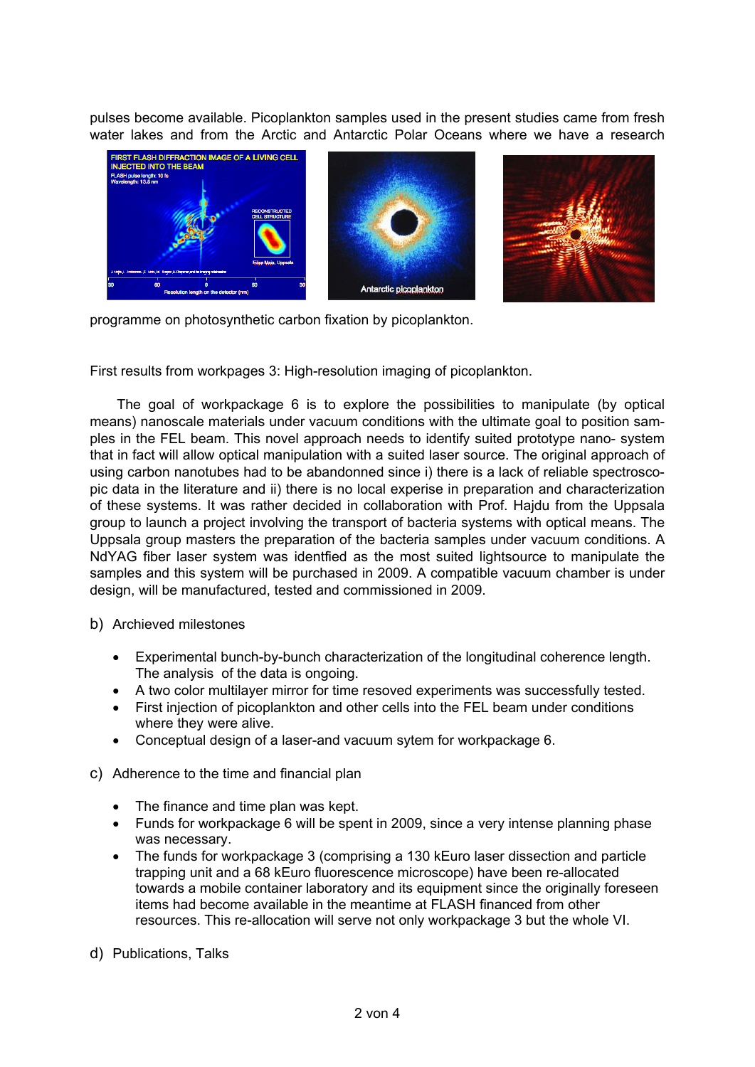pulses become available. Picoplankton samples used in the present studies came from fresh water lakes and from the Arctic and Antarctic Polar Oceans where we have a research programme on photosynthetic carbon fixation by picoplankton.

First results from workpages 3: High-resolution imaging of picoplankton.

The goal of workpackage 6 is to explore the possibilities to manipulate (by optical means) nanoscale materials under vacuum conditions with the ultimate goal to position samples in the FEL beam. This novel approach needs to identify suited prototype nano- system that in fact will allow optical manipulation with a suited laser source. The original approach of using carbon nanotubes had to be abandonned since i) there is a lack of reliable spectroscopic data in the literature and ii) there is no local experise in preparation and characterization of these systems. It was rather decided in collaboration with Prof. Hajdu from the Uppsala group to launch a project involving the transport of bacteria systems with optical means. The Uppsala group masters the preparation of the bacteria samples under vacuum conditions. A NdYAG fiber laser system was identfied as the most suited lightsource to manipulate the samples and this system will be purchased in 2009. A compatible vacuum chamber is under design, will be manufactured, tested and commissioned in 2009.

b) Archieved milestones

- Experimental bunch-by-bunch characterization of the longitudinal coherence length. The analysis of the data is ongoing.
- A two color multilayer mirror for time resoved experiments was successfully tested.
- First injection of picoplankton and other cells into the FEL beam under conditions where they were alive.
- Conceptual design of a laser-and vacuum sytem for workpackage 6.

c) Adherence to the time and financial plan

- The finance and time plan was kept.
- Funds for workpackage 6 will be spent in 2009, since a very intense planning phase was necessary.
- The funds for workpackage 3 (comprising a 130 kEuro laser dissection and particle trapping unit and a 68 kEuro fluorescence microscope) have been re-allocated towards a mobile container laboratory and its equipment since the originally foreseen items had become available in the meantime at FLASH financed from other resources. This re-allocation will serve not only workpackage 3 but the whole VI.

d) Publications, Talks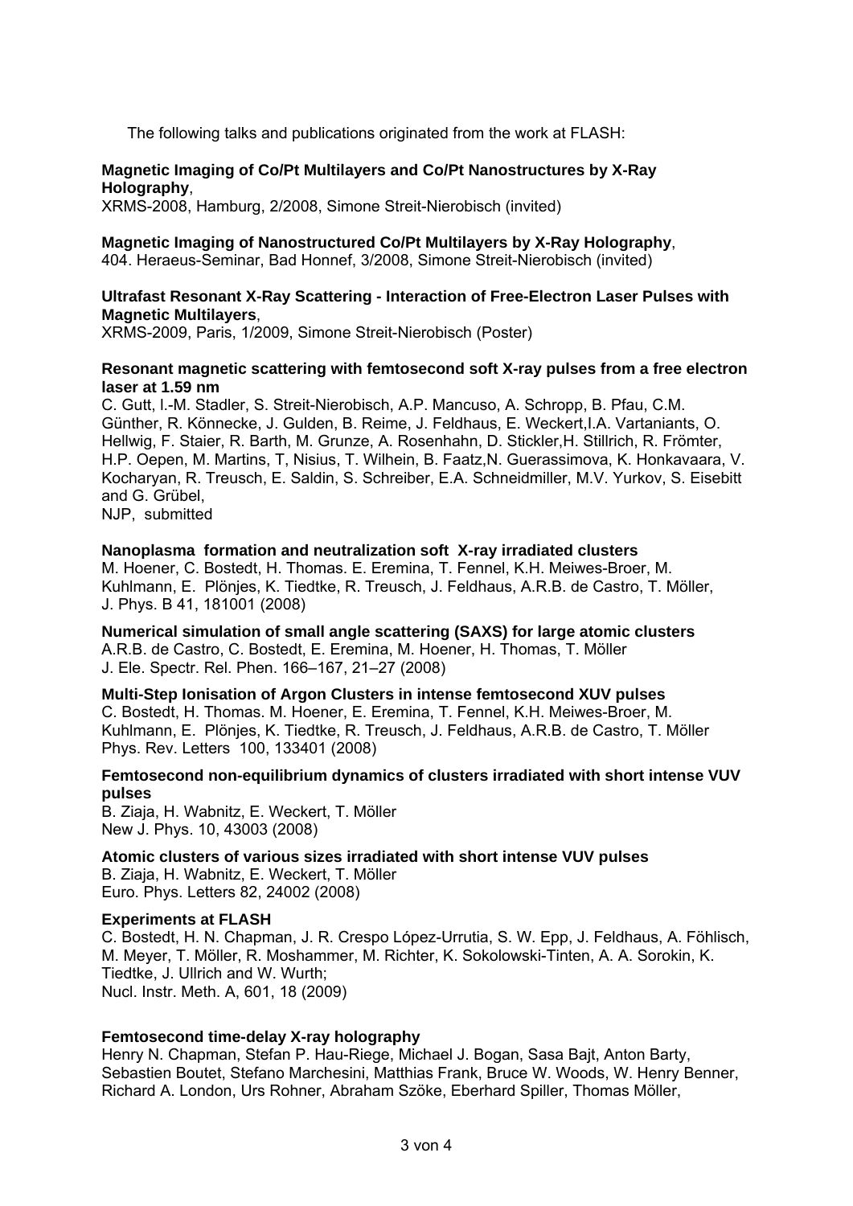The following talks and publications originated from the work at FLASH:

**Magnetic Imaging of Co/Pt Multilayers and Co/Pt Nanostructures by X-Ray Holography**,
XRMS-2008, Hamburg, 2/2008, Simone Streit-Nierobisch (invited)

**Magnetic Imaging of Nanostructured Co/Pt Multilayers by X-Ray Holography**,
404. Heraeus-Seminar, Bad Honnef, 3/2008, Simone Streit-Nierobisch (invited)

**Ultrafast Resonant X-Ray Scattering - Interaction of Free-Electron Laser Pulses with Magnetic Multilayers**,
XRMS-2009, Paris, 1/2009, Simone Streit-Nierobisch (Poster)

**Resonant magnetic scattering with femtosecond soft X-ray pulses from a free electron laser at 1.59 nm**
C. Gutt, I.-M. Stadler, S. Streit-Nierobisch, A.P. Mancuso, A. Schropp, B. Pfau, C.M. Günther, R. Könnecke, J. Gulden, B. Reime, J. Feldhaus, E. Weckert,I.A. Vartaniants, O. Hellwig, F. Staier, R. Barth, M. Grunze, A. Rosenhahn, D. Stickler,H. Stillrich, R. Frömter, H.P. Oepen, M. Martins, T, Nisius, T. Wilhein, B. Faatz,N. Guerassimova, K. Honkavaara, V. Kocharyan, R. Treusch, E. Saldin, S. Schreiber, E.A. Schneidmiller, M.V. Yurkov, S. Eisebitt and G. Grübel,
NJP, submitted

**Nanoplasma formation and neutralization soft X-ray irradiated clusters**
M. Hoener, C. Bostedt, H. Thomas. E. Eremina, T. Fennel, K.H. Meiwes-Broer, M. Kuhlmann, E. Plönjes, K. Tiedtke, R. Treusch, J. Feldhaus, A.R.B. de Castro, T. Möller, J. Phys. B 41, 181001 (2008)

**Numerical simulation of small angle scattering (SAXS) for large atomic clusters**
A.R.B. de Castro, C. Bostedt, E. Eremina, M. Hoener, H. Thomas, T. Möller
J. Ele. Spectr. Rel. Phen. 166–167, 21–27 (2008)

**Multi-Step Ionisation of Argon Clusters in intense femtosecond XUV pulses**
C. Bostedt, H. Thomas. M. Hoener, E. Eremina, T. Fennel, K.H. Meiwes-Broer, M. Kuhlmann, E. Plönjes, K. Tiedtke, R. Treusch, J. Feldhaus, A.R.B. de Castro, T. Möller
Phys. Rev. Letters 100, 133401 (2008)

**Femtosecond non-equilibrium dynamics of clusters irradiated with short intense VUV pulses**
B. Ziaja, H. Wabnitz, E. Weckert, T. Möller
New J. Phys. 10, 43003 (2008)

**Atomic clusters of various sizes irradiated with short intense VUV pulses**
B. Ziaja, H. Wabnitz, E. Weckert, T. Möller
Euro. Phys. Letters 82, 24002 (2008)

**Experiments at FLASH**
C. Bostedt, H. N. Chapman, J. R. Crespo López-Urrutia, S. W. Epp, J. Feldhaus, A. Föhlisch, M. Meyer, T. Möller, R. Moshammer, M. Richter, K. Sokolowski-Tinten, A. A. Sorokin, K. Tiedtke, J. Ullrich and W. Wurth;
Nucl. Instr. Meth. A, 601, 18 (2009)

**Femtosecond time-delay X-ray holography**
Henry N. Chapman, Stefan P. Hau-Riege, Michael J. Bogan, Sasa Bajt, Anton Barty, Sebastien Boutet, Stefano Marchesini, Matthias Frank, Bruce W. Woods, W. Henry Benner, Richard A. London, Urs Rohner, Abraham Szöke, Eberhard Spiller, Thomas Möller,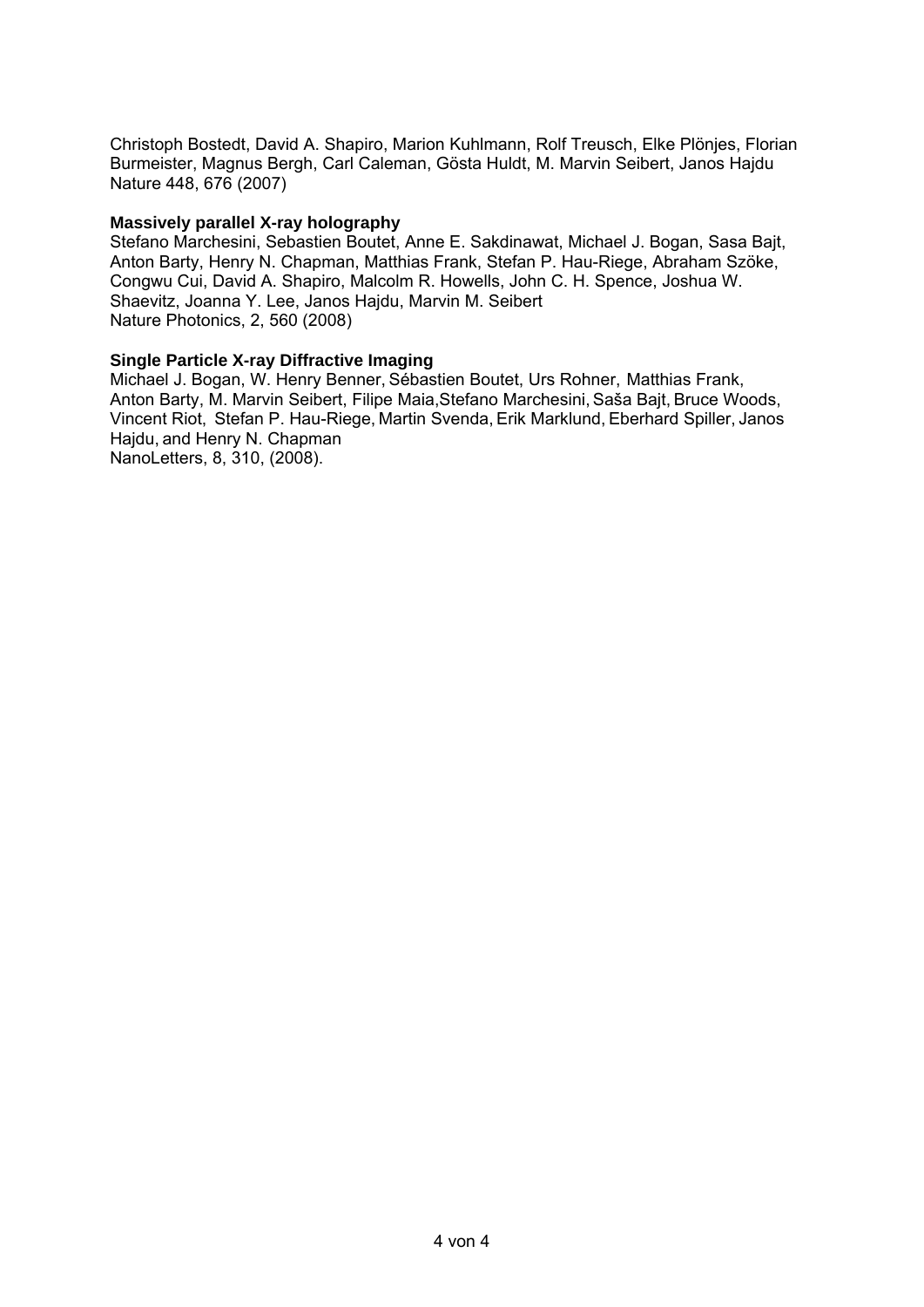Christoph Bostedt, David A. Shapiro, Marion Kuhlmann, Rolf Treusch, Elke Plönjes, Florian Burmeister, Magnus Bergh, Carl Caleman, Gösta Huldt, M. Marvin Seibert, Janos Hajdu
Nature 448, 676 (2007)

**Massively parallel X-ray holography**
Stefano Marchesini, Sebastien Boutet, Anne E. Sakdinawat, Michael J. Bogan, Sasa Bajt, Anton Barty, Henry N. Chapman, Matthias Frank, Stefan P. Hau-Riege, Abraham Szöke, Congwu Cui, David A. Shapiro, Malcolm R. Howells, John C. H. Spence, Joshua W. Shaevitz, Joanna Y. Lee, Janos Hajdu, Marvin M. Seibert
Nature Photonics, 2, 560 (2008)

**Single Particle X-ray Diffractive Imaging**
Michael J. Bogan, W. Henry Benner, Sébastien Boutet, Urs Rohner, Matthias Frank, Anton Barty, M. Marvin Seibert, Filipe Maia,Stefano Marchesini, Saša Bajt, Bruce Woods, Vincent Riot, Stefan P. Hau-Riege, Martin Svenda, Erik Marklund, Eberhard Spiller, Janos Hajdu, and Henry N. Chapman
NanoLetters, 8, 310, (2008).